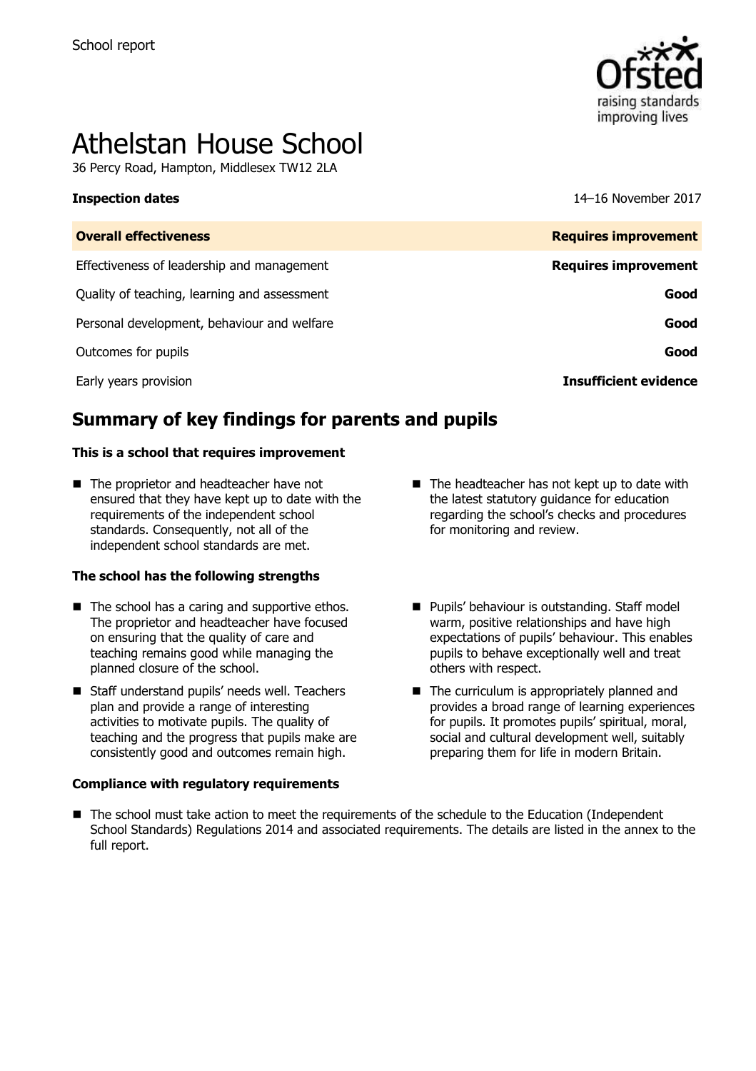School report

# Athelstan House School

36 Percy Road, Hampton, Middlesex TW12 2LA

**Inspection dates** 14–16 November 2017

| **Overall effectiveness** | **Requires improvement** |
|---|---|
| Effectiveness of leadership and management | **Requires improvement** |
| Quality of teaching, learning and assessment | **Good** |
| Personal development, behaviour and welfare | **Good** |
| Outcomes for pupils | **Good** |
| Early years provision | **Insufficient evidence** |

## Summary of key findings for parents and pupils

### This is a school that requires improvement

- The proprietor and headteacher have not ensured that they have kept up to date with the requirements of the independent school standards. Consequently, not all of the independent school standards are met.
- The headteacher has not kept up to date with the latest statutory guidance for education regarding the school's checks and procedures for monitoring and review.

### The school has the following strengths

- The school has a caring and supportive ethos. The proprietor and headteacher have focused on ensuring that the quality of care and teaching remains good while managing the planned closure of the school.
- Staff understand pupils' needs well. Teachers plan and provide a range of interesting activities to motivate pupils. The quality of teaching and the progress that pupils make are consistently good and outcomes remain high.
- Pupils' behaviour is outstanding. Staff model warm, positive relationships and have high expectations of pupils' behaviour. This enables pupils to behave exceptionally well and treat others with respect.
- The curriculum is appropriately planned and provides a broad range of learning experiences for pupils. It promotes pupils' spiritual, moral, social and cultural development well, suitably preparing them for life in modern Britain.

### Compliance with regulatory requirements

- The school must take action to meet the requirements of the schedule to the Education (Independent School Standards) Regulations 2014 and associated requirements. The details are listed in the annex to the full report.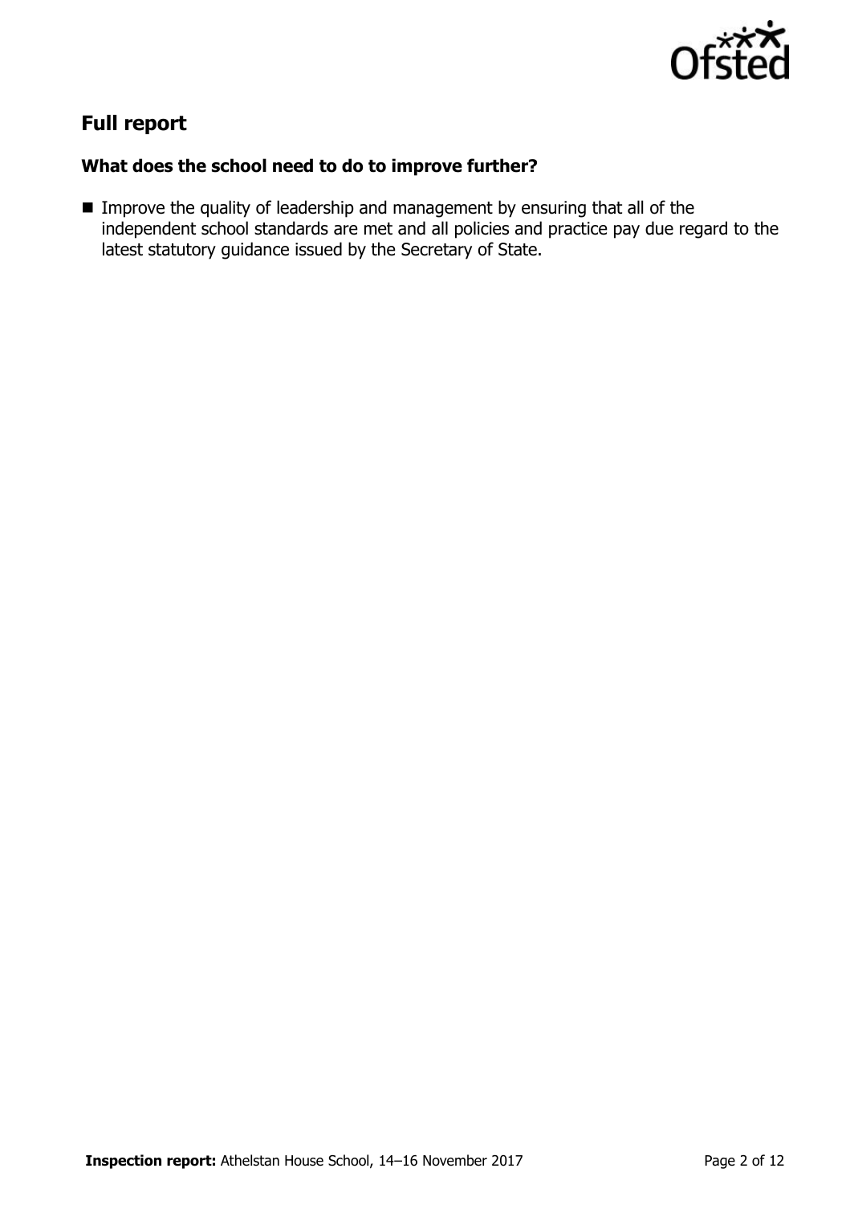## Full report

### What does the school need to do to improve further?

- Improve the quality of leadership and management by ensuring that all of the independent school standards are met and all policies and practice pay due regard to the latest statutory guidance issued by the Secretary of State.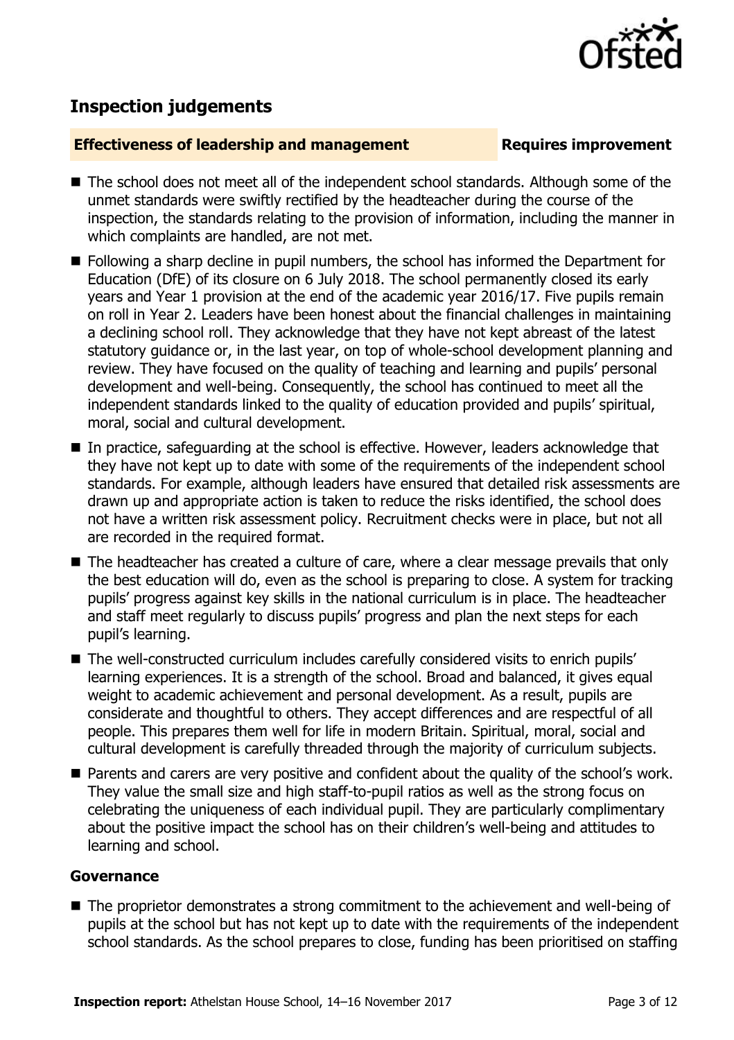## Inspection judgements

**Effectiveness of leadership and management** **Requires improvement**

- The school does not meet all of the independent school standards. Although some of the unmet standards were swiftly rectified by the headteacher during the course of the inspection, the standards relating to the provision of information, including the manner in which complaints are handled, are not met.
- Following a sharp decline in pupil numbers, the school has informed the Department for Education (DfE) of its closure on 6 July 2018. The school permanently closed its early years and Year 1 provision at the end of the academic year 2016/17. Five pupils remain on roll in Year 2. Leaders have been honest about the financial challenges in maintaining a declining school roll. They acknowledge that they have not kept abreast of the latest statutory guidance or, in the last year, on top of whole-school development planning and review. They have focused on the quality of teaching and learning and pupils' personal development and well-being. Consequently, the school has continued to meet all the independent standards linked to the quality of education provided and pupils' spiritual, moral, social and cultural development.
- In practice, safeguarding at the school is effective. However, leaders acknowledge that they have not kept up to date with some of the requirements of the independent school standards. For example, although leaders have ensured that detailed risk assessments are drawn up and appropriate action is taken to reduce the risks identified, the school does not have a written risk assessment policy. Recruitment checks were in place, but not all are recorded in the required format.
- The headteacher has created a culture of care, where a clear message prevails that only the best education will do, even as the school is preparing to close. A system for tracking pupils' progress against key skills in the national curriculum is in place. The headteacher and staff meet regularly to discuss pupils' progress and plan the next steps for each pupil's learning.
- The well-constructed curriculum includes carefully considered visits to enrich pupils' learning experiences. It is a strength of the school. Broad and balanced, it gives equal weight to academic achievement and personal development. As a result, pupils are considerate and thoughtful to others. They accept differences and are respectful of all people. This prepares them well for life in modern Britain. Spiritual, moral, social and cultural development is carefully threaded through the majority of curriculum subjects.
- Parents and carers are very positive and confident about the quality of the school's work. They value the small size and high staff-to-pupil ratios as well as the strong focus on celebrating the uniqueness of each individual pupil. They are particularly complimentary about the positive impact the school has on their children's well-being and attitudes to learning and school.

### Governance

- The proprietor demonstrates a strong commitment to the achievement and well-being of pupils at the school but has not kept up to date with the requirements of the independent school standards. As the school prepares to close, funding has been prioritised on staffing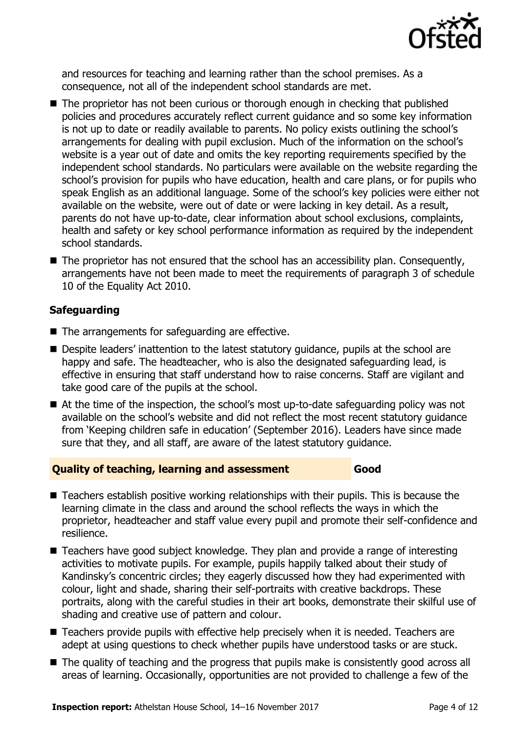and resources for teaching and learning rather than the school premises. As a consequence, not all of the independent school standards are met.

- The proprietor has not been curious or thorough enough in checking that published policies and procedures accurately reflect current guidance and so some key information is not up to date or readily available to parents. No policy exists outlining the school's arrangements for dealing with pupil exclusion. Much of the information on the school's website is a year out of date and omits the key reporting requirements specified by the independent school standards. No particulars were available on the website regarding the school's provision for pupils who have education, health and care plans, or for pupils who speak English as an additional language. Some of the school's key policies were either not available on the website, were out of date or were lacking in key detail. As a result, parents do not have up-to-date, clear information about school exclusions, complaints, health and safety or key school performance information as required by the independent school standards.
- The proprietor has not ensured that the school has an accessibility plan. Consequently, arrangements have not been made to meet the requirements of paragraph 3 of schedule 10 of the Equality Act 2010.

### Safeguarding

- The arrangements for safeguarding are effective.
- Despite leaders' inattention to the latest statutory guidance, pupils at the school are happy and safe. The headteacher, who is also the designated safeguarding lead, is effective in ensuring that staff understand how to raise concerns. Staff are vigilant and take good care of the pupils at the school.
- At the time of the inspection, the school's most up-to-date safeguarding policy was not available on the school's website and did not reflect the most recent statutory guidance from 'Keeping children safe in education' (September 2016). Leaders have since made sure that they, and all staff, are aware of the latest statutory guidance.

## Quality of teaching, learning and assessment — Good

- Teachers establish positive working relationships with their pupils. This is because the learning climate in the class and around the school reflects the ways in which the proprietor, headteacher and staff value every pupil and promote their self-confidence and resilience.
- Teachers have good subject knowledge. They plan and provide a range of interesting activities to motivate pupils. For example, pupils happily talked about their study of Kandinsky's concentric circles; they eagerly discussed how they had experimented with colour, light and shade, sharing their self-portraits with creative backdrops. These portraits, along with the careful studies in their art books, demonstrate their skilful use of shading and creative use of pattern and colour.
- Teachers provide pupils with effective help precisely when it is needed. Teachers are adept at using questions to check whether pupils have understood tasks or are stuck.
- The quality of teaching and the progress that pupils make is consistently good across all areas of learning. Occasionally, opportunities are not provided to challenge a few of the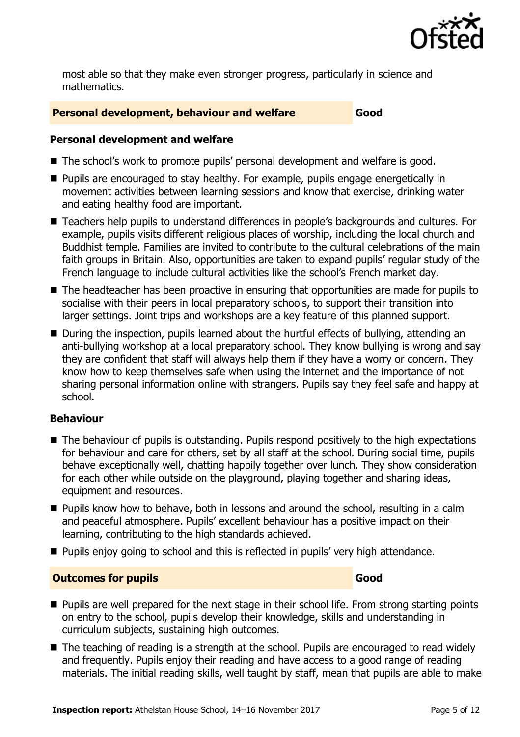most able so that they make even stronger progress, particularly in science and mathematics.

## Personal development, behaviour and welfare — Good

### Personal development and welfare

- The school's work to promote pupils' personal development and welfare is good.
- Pupils are encouraged to stay healthy. For example, pupils engage energetically in movement activities between learning sessions and know that exercise, drinking water and eating healthy food are important.
- Teachers help pupils to understand differences in people's backgrounds and cultures. For example, pupils visits different religious places of worship, including the local church and Buddhist temple. Families are invited to contribute to the cultural celebrations of the main faith groups in Britain. Also, opportunities are taken to expand pupils' regular study of the French language to include cultural activities like the school's French market day.
- The headteacher has been proactive in ensuring that opportunities are made for pupils to socialise with their peers in local preparatory schools, to support their transition into larger settings. Joint trips and workshops are a key feature of this planned support.
- During the inspection, pupils learned about the hurtful effects of bullying, attending an anti-bullying workshop at a local preparatory school. They know bullying is wrong and say they are confident that staff will always help them if they have a worry or concern. They know how to keep themselves safe when using the internet and the importance of not sharing personal information online with strangers. Pupils say they feel safe and happy at school.

### Behaviour

- The behaviour of pupils is outstanding. Pupils respond positively to the high expectations for behaviour and care for others, set by all staff at the school. During social time, pupils behave exceptionally well, chatting happily together over lunch. They show consideration for each other while outside on the playground, playing together and sharing ideas, equipment and resources.
- Pupils know how to behave, both in lessons and around the school, resulting in a calm and peaceful atmosphere. Pupils' excellent behaviour has a positive impact on their learning, contributing to the high standards achieved.
- Pupils enjoy going to school and this is reflected in pupils' very high attendance.

## Outcomes for pupils — Good

- Pupils are well prepared for the next stage in their school life. From strong starting points on entry to the school, pupils develop their knowledge, skills and understanding in curriculum subjects, sustaining high outcomes.
- The teaching of reading is a strength at the school. Pupils are encouraged to read widely and frequently. Pupils enjoy their reading and have access to a good range of reading materials. The initial reading skills, well taught by staff, mean that pupils are able to make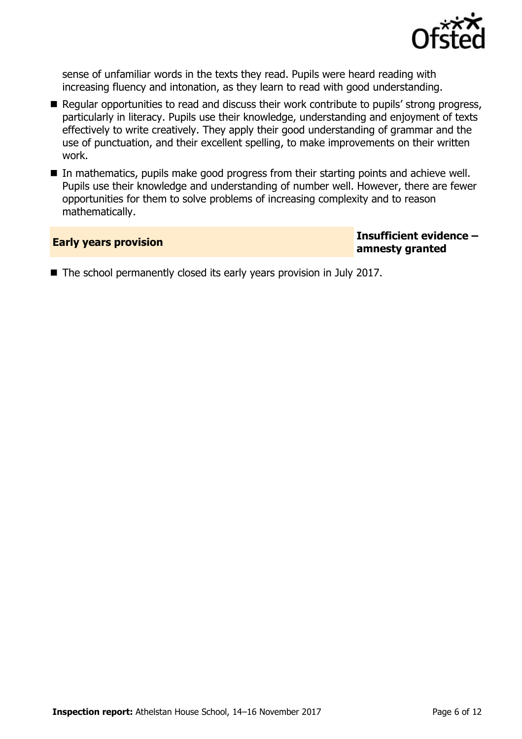sense of unfamiliar words in the texts they read. Pupils were heard reading with increasing fluency and intonation, as they learn to read with good understanding.

- Regular opportunities to read and discuss their work contribute to pupils' strong progress, particularly in literacy. Pupils use their knowledge, understanding and enjoyment of texts effectively to write creatively. They apply their good understanding of grammar and the use of punctuation, and their excellent spelling, to make improvements on their written work.
- In mathematics, pupils make good progress from their starting points and achieve well. Pupils use their knowledge and understanding of number well. However, there are fewer opportunities for them to solve problems of increasing complexity and to reason mathematically.

## Early years provision — Insufficient evidence – amnesty granted

- The school permanently closed its early years provision in July 2017.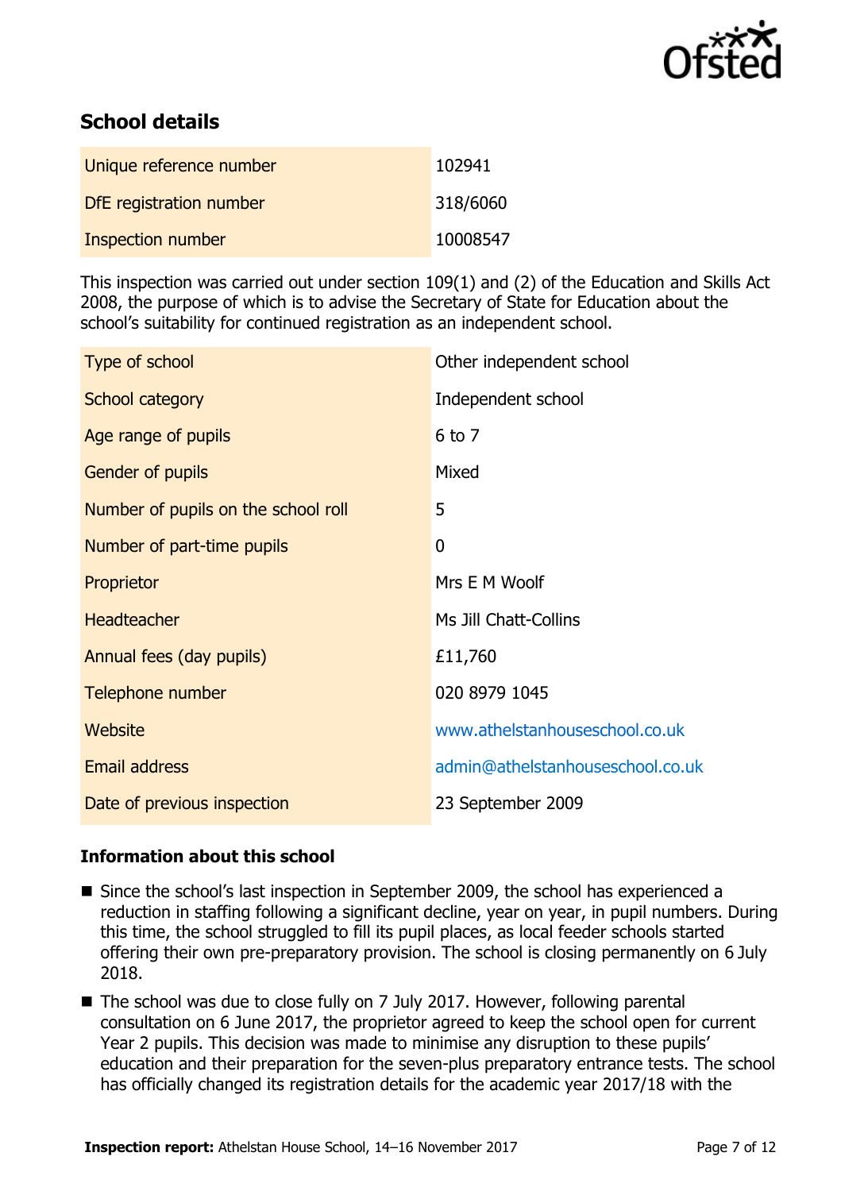## School details

| Unique reference number | 102941 |
| --- | --- |
| DfE registration number | 318/6060 |
| Inspection number | 10008547 |

This inspection was carried out under section 109(1) and (2) of the Education and Skills Act 2008, the purpose of which is to advise the Secretary of State for Education about the school's suitability for continued registration as an independent school.

| Type of school | Other independent school |
| --- | --- |
| School category | Independent school |
| Age range of pupils | 6 to 7 |
| Gender of pupils | Mixed |
| Number of pupils on the school roll | 5 |
| Number of part-time pupils | 0 |
| Proprietor | Mrs E M Woolf |
| Headteacher | Ms Jill Chatt-Collins |
| Annual fees (day pupils) | £11,760 |
| Telephone number | 020 8979 1045 |
| Website | www.athelstanhouseschool.co.uk |
| Email address | admin@athelstanhouseschool.co.uk |
| Date of previous inspection | 23 September 2009 |

### Information about this school

- Since the school's last inspection in September 2009, the school has experienced a reduction in staffing following a significant decline, year on year, in pupil numbers. During this time, the school struggled to fill its pupil places, as local feeder schools started offering their own pre-preparatory provision. The school is closing permanently on 6 July 2018.
- The school was due to close fully on 7 July 2017. However, following parental consultation on 6 June 2017, the proprietor agreed to keep the school open for current Year 2 pupils. This decision was made to minimise any disruption to these pupils' education and their preparation for the seven-plus preparatory entrance tests. The school has officially changed its registration details for the academic year 2017/18 with the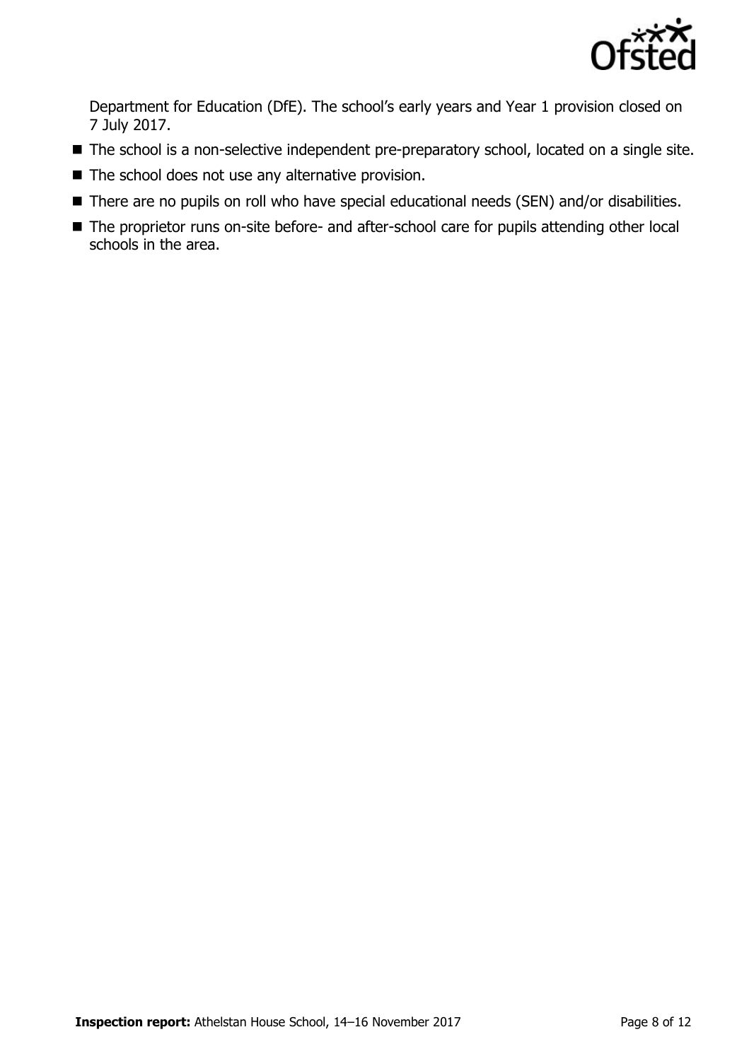Department for Education (DfE). The school's early years and Year 1 provision closed on 7 July 2017.

- The school is a non-selective independent pre-preparatory school, located on a single site.
- The school does not use any alternative provision.
- There are no pupils on roll who have special educational needs (SEN) and/or disabilities.
- The proprietor runs on-site before- and after-school care for pupils attending other local schools in the area.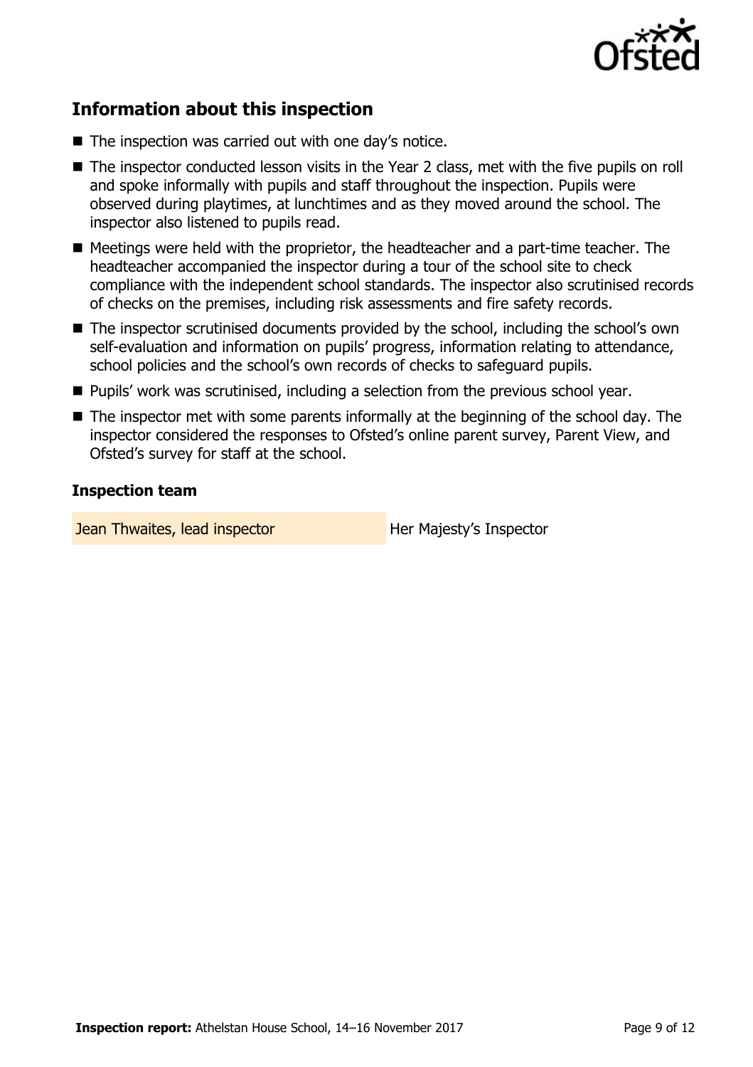## Information about this inspection

- The inspection was carried out with one day's notice.
- The inspector conducted lesson visits in the Year 2 class, met with the five pupils on roll and spoke informally with pupils and staff throughout the inspection. Pupils were observed during playtimes, at lunchtimes and as they moved around the school. The inspector also listened to pupils read.
- Meetings were held with the proprietor, the headteacher and a part-time teacher. The headteacher accompanied the inspector during a tour of the school site to check compliance with the independent school standards. The inspector also scrutinised records of checks on the premises, including risk assessments and fire safety records.
- The inspector scrutinised documents provided by the school, including the school's own self-evaluation and information on pupils' progress, information relating to attendance, school policies and the school's own records of checks to safeguard pupils.
- Pupils' work was scrutinised, including a selection from the previous school year.
- The inspector met with some parents informally at the beginning of the school day. The inspector considered the responses to Ofsted's online parent survey, Parent View, and Ofsted's survey for staff at the school.

### Inspection team

| | |
|---|---|
| Jean Thwaites, lead inspector | Her Majesty's Inspector |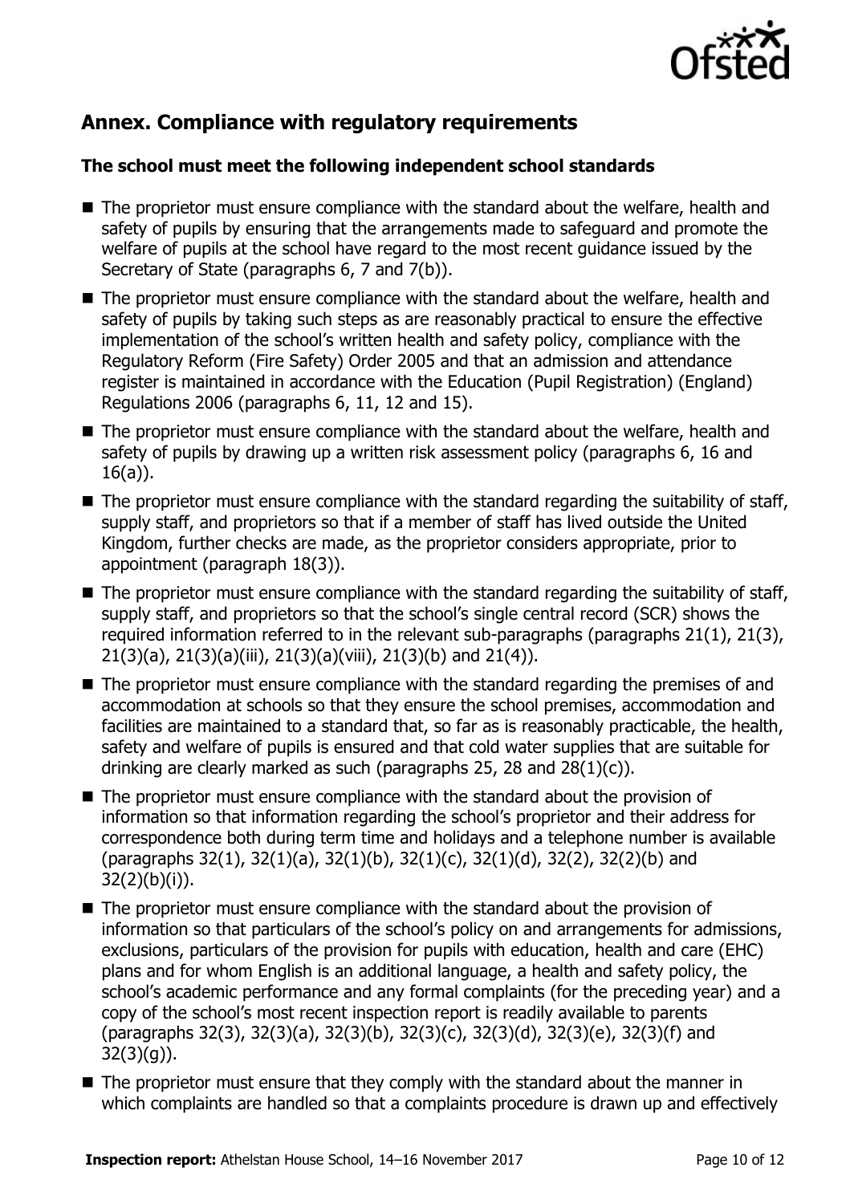## Annex. Compliance with regulatory requirements

### The school must meet the following independent school standards

- The proprietor must ensure compliance with the standard about the welfare, health and safety of pupils by ensuring that the arrangements made to safeguard and promote the welfare of pupils at the school have regard to the most recent guidance issued by the Secretary of State (paragraphs 6, 7 and 7(b)).
- The proprietor must ensure compliance with the standard about the welfare, health and safety of pupils by taking such steps as are reasonably practical to ensure the effective implementation of the school's written health and safety policy, compliance with the Regulatory Reform (Fire Safety) Order 2005 and that an admission and attendance register is maintained in accordance with the Education (Pupil Registration) (England) Regulations 2006 (paragraphs 6, 11, 12 and 15).
- The proprietor must ensure compliance with the standard about the welfare, health and safety of pupils by drawing up a written risk assessment policy (paragraphs 6, 16 and 16(a)).
- The proprietor must ensure compliance with the standard regarding the suitability of staff, supply staff, and proprietors so that if a member of staff has lived outside the United Kingdom, further checks are made, as the proprietor considers appropriate, prior to appointment (paragraph 18(3)).
- The proprietor must ensure compliance with the standard regarding the suitability of staff, supply staff, and proprietors so that the school's single central record (SCR) shows the required information referred to in the relevant sub-paragraphs (paragraphs 21(1), 21(3), 21(3)(a), 21(3)(a)(iii), 21(3)(a)(viii), 21(3)(b) and 21(4)).
- The proprietor must ensure compliance with the standard regarding the premises of and accommodation at schools so that they ensure the school premises, accommodation and facilities are maintained to a standard that, so far as is reasonably practicable, the health, safety and welfare of pupils is ensured and that cold water supplies that are suitable for drinking are clearly marked as such (paragraphs 25, 28 and 28(1)(c)).
- The proprietor must ensure compliance with the standard about the provision of information so that information regarding the school's proprietor and their address for correspondence both during term time and holidays and a telephone number is available (paragraphs 32(1), 32(1)(a), 32(1)(b), 32(1)(c), 32(1)(d), 32(2), 32(2)(b) and 32(2)(b)(i)).
- The proprietor must ensure compliance with the standard about the provision of information so that particulars of the school's policy on and arrangements for admissions, exclusions, particulars of the provision for pupils with education, health and care (EHC) plans and for whom English is an additional language, a health and safety policy, the school's academic performance and any formal complaints (for the preceding year) and a copy of the school's most recent inspection report is readily available to parents (paragraphs 32(3), 32(3)(a), 32(3)(b), 32(3)(c), 32(3)(d), 32(3)(e), 32(3)(f) and 32(3)(g)).
- The proprietor must ensure that they comply with the standard about the manner in which complaints are handled so that a complaints procedure is drawn up and effectively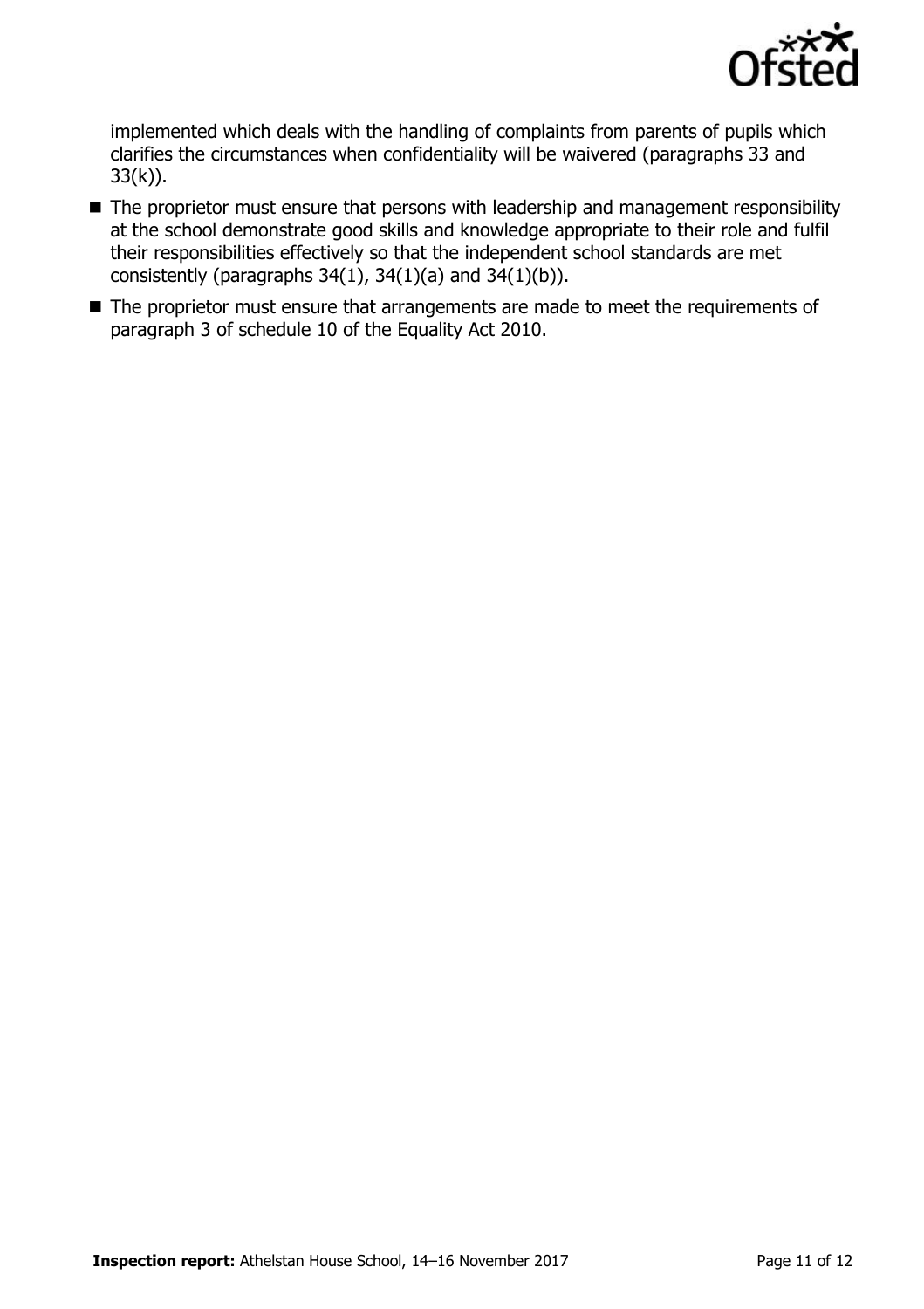implemented which deals with the handling of complaints from parents of pupils which clarifies the circumstances when confidentiality will be waivered (paragraphs 33 and 33(k)).

- The proprietor must ensure that persons with leadership and management responsibility at the school demonstrate good skills and knowledge appropriate to their role and fulfil their responsibilities effectively so that the independent school standards are met consistently (paragraphs 34(1), 34(1)(a) and 34(1)(b)).
- The proprietor must ensure that arrangements are made to meet the requirements of paragraph 3 of schedule 10 of the Equality Act 2010.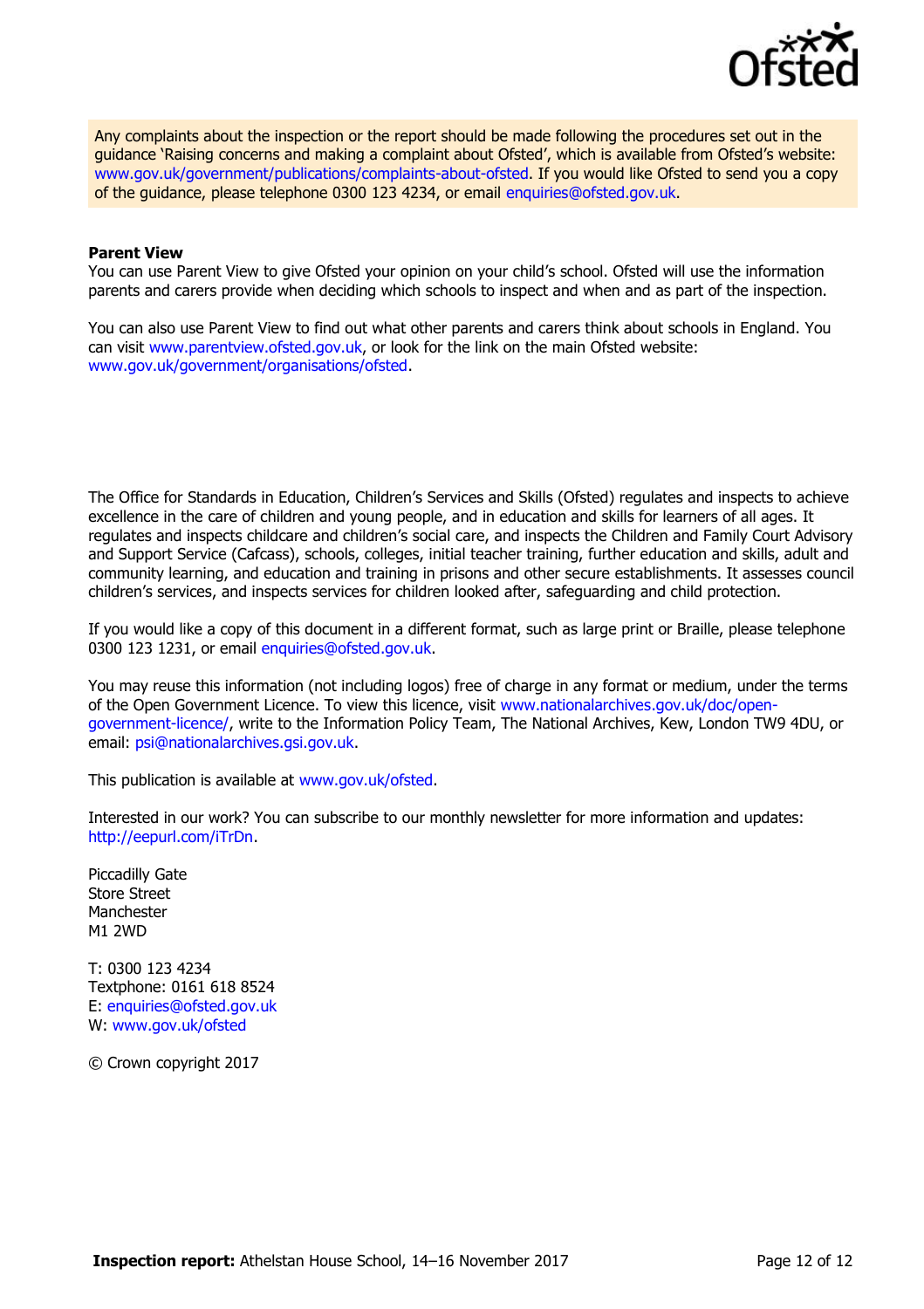Any complaints about the inspection or the report should be made following the procedures set out in the guidance 'Raising concerns and making a complaint about Ofsted', which is available from Ofsted's website: www.gov.uk/government/publications/complaints-about-ofsted. If you would like Ofsted to send you a copy of the guidance, please telephone 0300 123 4234, or email enquiries@ofsted.gov.uk.

**Parent View**

You can use Parent View to give Ofsted your opinion on your child's school. Ofsted will use the information parents and carers provide when deciding which schools to inspect and when and as part of the inspection.

You can also use Parent View to find out what other parents and carers think about schools in England. You can visit www.parentview.ofsted.gov.uk, or look for the link on the main Ofsted website: www.gov.uk/government/organisations/ofsted.

The Office for Standards in Education, Children's Services and Skills (Ofsted) regulates and inspects to achieve excellence in the care of children and young people, and in education and skills for learners of all ages. It regulates and inspects childcare and children's social care, and inspects the Children and Family Court Advisory and Support Service (Cafcass), schools, colleges, initial teacher training, further education and skills, adult and community learning, and education and training in prisons and other secure establishments. It assesses council children's services, and inspects services for children looked after, safeguarding and child protection.

If you would like a copy of this document in a different format, such as large print or Braille, please telephone 0300 123 1231, or email enquiries@ofsted.gov.uk.

You may reuse this information (not including logos) free of charge in any format or medium, under the terms of the Open Government Licence. To view this licence, visit www.nationalarchives.gov.uk/doc/open-government-licence/, write to the Information Policy Team, The National Archives, Kew, London TW9 4DU, or email: psi@nationalarchives.gsi.gov.uk.

This publication is available at www.gov.uk/ofsted.

Interested in our work? You can subscribe to our monthly newsletter for more information and updates: http://eepurl.com/iTrDn.

Piccadilly Gate
Store Street
Manchester
M1 2WD

T: 0300 123 4234
Textphone: 0161 618 8524
E: enquiries@ofsted.gov.uk
W: www.gov.uk/ofsted

© Crown copyright 2017